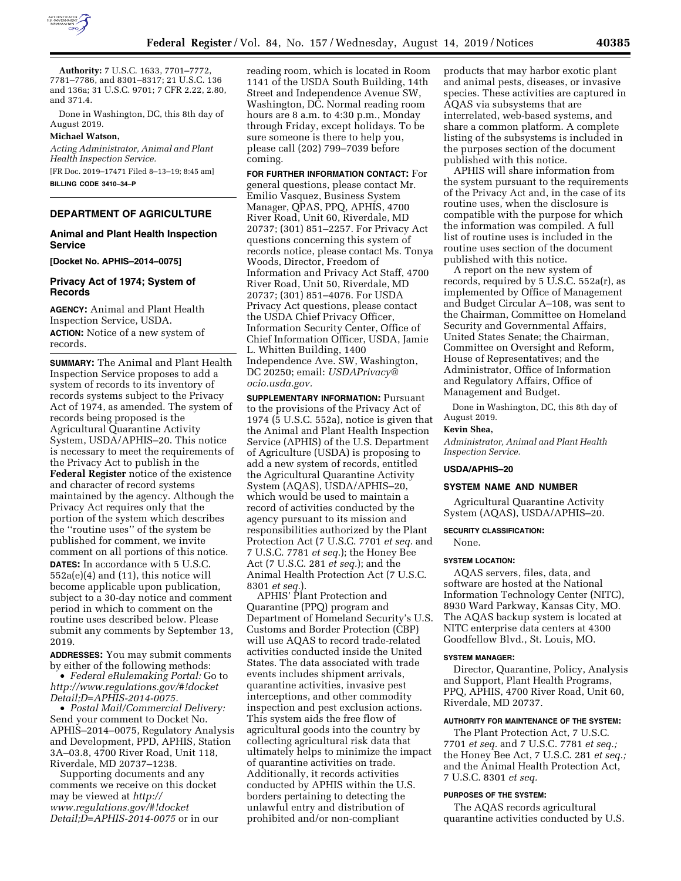**Authority:** 7 U.S.C. 1633, 7701–7772, 7781–7786, and 8301–8317; 21 U.S.C. 136 and 136a; 31 U.S.C. 9701; 7 CFR 2.22, 2.80, and 371.4.

Done in Washington, DC, this 8th day of August 2019.

**Michael Watson,**

*Acting Administrator, Animal and Plant Health Inspection Service.*

[FR Doc. 2019–17471 Filed 8–13–19; 8:45 am]

**BILLING CODE 3410–34–P**

## DEPARTMENT OF AGRICULTURE

### Animal and Plant Health Inspection Service

**[Docket No. APHIS–2014–0075]**

### Privacy Act of 1974; System of Records

**AGENCY:** Animal and Plant Health Inspection Service, USDA.

**ACTION:** Notice of a new system of records.

**SUMMARY:** The Animal and Plant Health Inspection Service proposes to add a system of records to its inventory of records systems subject to the Privacy Act of 1974, as amended. The system of records being proposed is the Agricultural Quarantine Activity System, USDA/APHIS–20. This notice is necessary to meet the requirements of the Privacy Act to publish in the **Federal Register** notice of the existence and character of record systems maintained by the agency. Although the Privacy Act requires only that the portion of the system which describes the ''routine uses'' of the system be published for comment, we invite comment on all portions of this notice.

**DATES:** In accordance with 5 U.S.C. 552a(e)(4) and (11), this notice will become applicable upon publication, subject to a 30-day notice and comment period in which to comment on the routine uses described below. Please submit any comments by September 13, 2019.

**ADDRESSES:** You may submit comments by either of the following methods:

- *Federal eRulemaking Portal:* Go to *http://www.regulations.gov/#!docketDetail;D=APHIS-2014-0075.*
- *Postal Mail/Commercial Delivery:* Send your comment to Docket No. APHIS–2014–0075, Regulatory Analysis and Development, PPD, APHIS, Station 3A–03.8, 4700 River Road, Unit 118, Riverdale, MD 20737–1238.

Supporting documents and any comments we receive on this docket may be viewed at *http://www.regulations.gov/#!docketDetail;D=APHIS-2014-0075* or in our reading room, which is located in Room 1141 of the USDA South Building, 14th Street and Independence Avenue SW, Washington, DC. Normal reading room hours are 8 a.m. to 4:30 p.m., Monday through Friday, except holidays. To be sure someone is there to help you, please call (202) 799–7039 before coming.

**FOR FURTHER INFORMATION CONTACT:** For general questions, please contact Mr. Emilio Vasquez, Business System Manager, QPAS, PPQ, APHIS, 4700 River Road, Unit 60, Riverdale, MD 20737; (301) 851–2257. For Privacy Act questions concerning this system of records notice, please contact Ms. Tonya Woods, Director, Freedom of Information and Privacy Act Staff, 4700 River Road, Unit 50, Riverdale, MD 20737; (301) 851–4076. For USDA Privacy Act questions, please contact the USDA Chief Privacy Officer, Information Security Center, Office of Chief Information Officer, USDA, Jamie L. Whitten Building, 1400 Independence Ave. SW, Washington, DC 20250; email: *USDAPrivacy@ocio.usda.gov.*

**SUPPLEMENTARY INFORMATION:** Pursuant to the provisions of the Privacy Act of 1974 (5 U.S.C. 552a), notice is given that the Animal and Plant Health Inspection Service (APHIS) of the U.S. Department of Agriculture (USDA) is proposing to add a new system of records, entitled the Agricultural Quarantine Activity System (AQAS), USDA/APHIS–20, which would be used to maintain a record of activities conducted by the agency pursuant to its mission and responsibilities authorized by the Plant Protection Act (7 U.S.C. 7701 *et seq.* and 7 U.S.C. 7781 *et seq.*); the Honey Bee Act (7 U.S.C. 281 *et seq.*); and the Animal Health Protection Act (7 U.S.C. 8301 *et seq.*).

APHIS' Plant Protection and Quarantine (PPQ) program and Department of Homeland Security's U.S. Customs and Border Protection (CBP) will use AQAS to record trade-related activities conducted inside the United States. The data associated with trade events includes shipment arrivals, quarantine activities, invasive pest interceptions, and other commodity inspection and pest exclusion actions. This system aids the free flow of agricultural goods into the country by collecting agricultural risk data that ultimately helps to minimize the impact of quarantine activities on trade. Additionally, it records activities conducted by APHIS within the U.S. borders pertaining to detecting the unlawful entry and distribution of prohibited and/or non-compliant products that may harbor exotic plant and animal pests, diseases, or invasive species. These activities are captured in AQAS via subsystems that are interrelated, web-based systems, and share a common platform. A complete listing of the subsystems is included in the purposes section of the document published with this notice.

APHIS will share information from the system pursuant to the requirements of the Privacy Act and, in the case of its routine uses, when the disclosure is compatible with the purpose for which the information was compiled. A full list of routine uses is included in the routine uses section of the document published with this notice.

A report on the new system of records, required by 5 U.S.C. 552a(r), as implemented by Office of Management and Budget Circular A–108, was sent to the Chairman, Committee on Homeland Security and Governmental Affairs, United States Senate; the Chairman, Committee on Oversight and Reform, House of Representatives; and the Administrator, Office of Information and Regulatory Affairs, Office of Management and Budget.

Done in Washington, DC, this 8th day of August 2019.

**Kevin Shea,**

*Administrator, Animal and Plant Health Inspection Service.*

### USDA/APHIS–20

#### SYSTEM NAME AND NUMBER

Agricultural Quarantine Activity System (AQAS), USDA/APHIS–20.

#### SECURITY CLASSIFICATION:

None.

#### SYSTEM LOCATION:

AQAS servers, files, data, and software are hosted at the National Information Technology Center (NITC), 8930 Ward Parkway, Kansas City, MO. The AQAS backup system is located at NITC enterprise data centers at 4300 Goodfellow Blvd., St. Louis, MO.

#### SYSTEM MANAGER:

Director, Quarantine, Policy, Analysis and Support, Plant Health Programs, PPQ, APHIS, 4700 River Road, Unit 60, Riverdale, MD 20737.

#### AUTHORITY FOR MAINTENANCE OF THE SYSTEM:

The Plant Protection Act, 7 U.S.C. 7701 *et seq.* and 7 U.S.C. 7781 *et seq.;* the Honey Bee Act, 7 U.S.C. 281 *et seq.;* and the Animal Health Protection Act, 7 U.S.C. 8301 *et seq.*

#### PURPOSES OF THE SYSTEM:

The AQAS records agricultural quarantine activities conducted by U.S.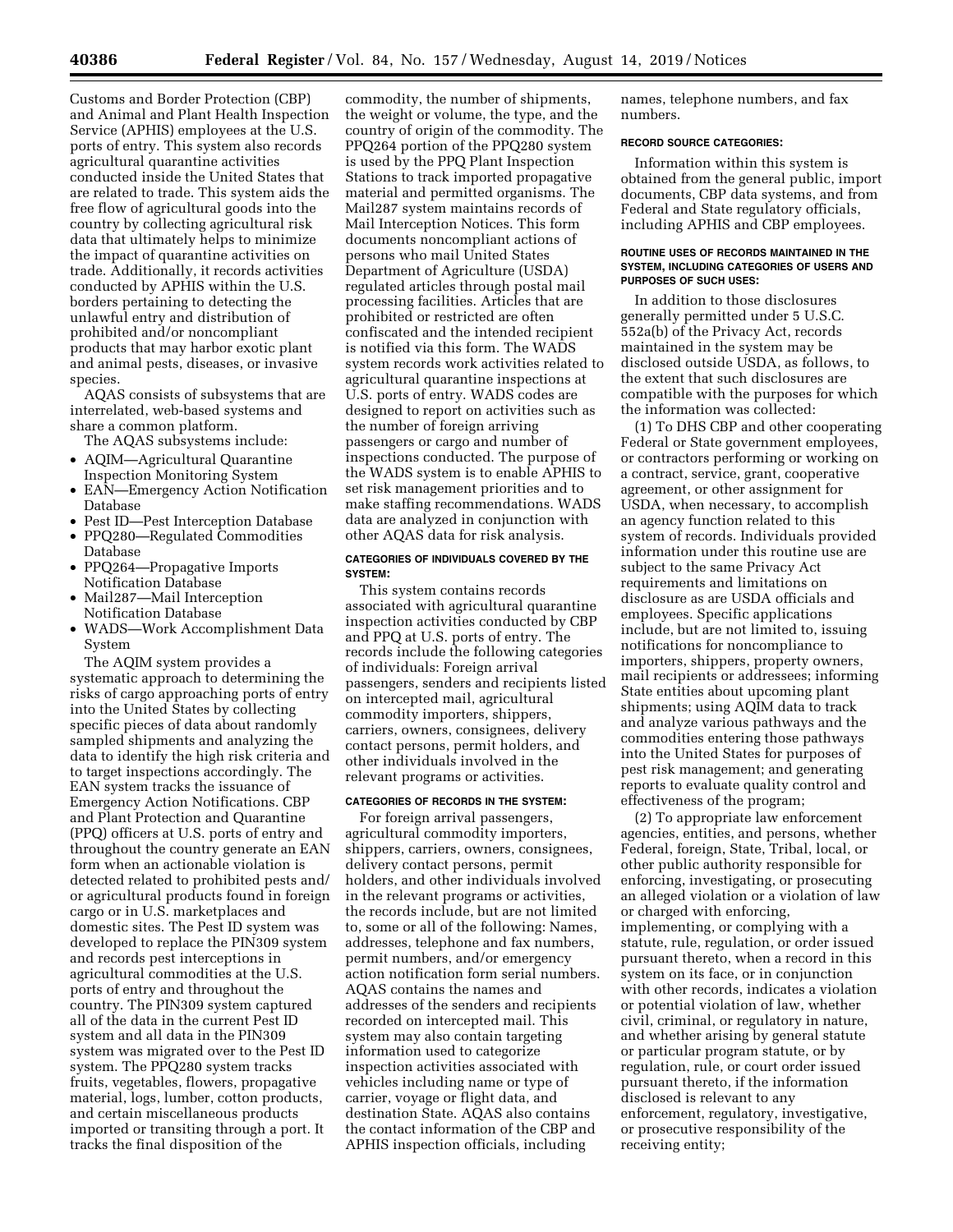Customs and Border Protection (CBP) and Animal and Plant Health Inspection Service (APHIS) employees at the U.S. ports of entry. This system also records agricultural quarantine activities conducted inside the United States that are related to trade. This system aids the free flow of agricultural goods into the country by collecting agricultural risk data that ultimately helps to minimize the impact of quarantine activities on trade. Additionally, it records activities conducted by APHIS within the U.S. borders pertaining to detecting the unlawful entry and distribution of prohibited and/or noncompliant products that may harbor exotic plant and animal pests, diseases, or invasive species.

AQAS consists of subsystems that are interrelated, web-based systems and share a common platform.

The AQAS subsystems include:

- AQIM—Agricultural Quarantine Inspection Monitoring System
- EAN—Emergency Action Notification Database
- Pest ID—Pest Interception Database
- PPQ280—Regulated Commodities Database
- PPQ264—Propagative Imports Notification Database
- Mail287—Mail Interception Notification Database
- WADS—Work Accomplishment Data System

The AQIM system provides a systematic approach to determining the risks of cargo approaching ports of entry into the United States by collecting specific pieces of data about randomly sampled shipments and analyzing the data to identify the high risk criteria and to target inspections accordingly. The EAN system tracks the issuance of Emergency Action Notifications. CBP and Plant Protection and Quarantine (PPQ) officers at U.S. ports of entry and throughout the country generate an EAN form when an actionable violation is detected related to prohibited pests and/or agricultural products found in foreign cargo or in U.S. marketplaces and domestic sites. The Pest ID system was developed to replace the PIN309 system and records pest interceptions in agricultural commodities at the U.S. ports of entry and throughout the country. The PIN309 system captured all of the data in the current Pest ID system and all data in the PIN309 system was migrated over to the Pest ID system. The PPQ280 system tracks fruits, vegetables, flowers, propagative material, logs, lumber, cotton products, and certain miscellaneous products imported or transiting through a port. It tracks the final disposition of the commodity, the number of shipments, the weight or volume, the type, and the country of origin of the commodity. The PPQ264 portion of the PPQ280 system is used by the PPQ Plant Inspection Stations to track imported propagative material and permitted organisms. The Mail287 system maintains records of Mail Interception Notices. This form documents noncompliant actions of persons who mail United States Department of Agriculture (USDA) regulated articles through postal mail processing facilities. Articles that are prohibited or restricted are often confiscated and the intended recipient is notified via this form. The WADS system records work activities related to agricultural quarantine inspections at U.S. ports of entry. WADS codes are designed to report on activities such as the number of foreign arriving passengers or cargo and number of inspections conducted. The purpose of the WADS system is to enable APHIS to set risk management priorities and to make staffing recommendations. WADS data are analyzed in conjunction with other AQAS data for risk analysis.

#### CATEGORIES OF INDIVIDUALS COVERED BY THE SYSTEM:

This system contains records associated with agricultural quarantine inspection activities conducted by CBP and PPQ at U.S. ports of entry. The records include the following categories of individuals: Foreign arrival passengers, senders and recipients listed on intercepted mail, agricultural commodity importers, shippers, carriers, owners, consignees, delivery contact persons, permit holders, and other individuals involved in the relevant programs or activities.

#### CATEGORIES OF RECORDS IN THE SYSTEM:

For foreign arrival passengers, agricultural commodity importers, shippers, carriers, owners, consignees, delivery contact persons, permit holders, and other individuals involved in the relevant programs or activities, the records include, but are not limited to, some or all of the following: Names, addresses, telephone and fax numbers, permit numbers, and/or emergency action notification form serial numbers. AQAS contains the names and addresses of the senders and recipients recorded on intercepted mail. This system may also contain targeting information used to categorize inspection activities associated with vehicles including name or type of carrier, voyage or flight data, and destination State. AQAS also contains the contact information of the CBP and APHIS inspection officials, including names, telephone numbers, and fax numbers.

#### RECORD SOURCE CATEGORIES:

Information within this system is obtained from the general public, import documents, CBP data systems, and from Federal and State regulatory officials, including APHIS and CBP employees.

#### ROUTINE USES OF RECORDS MAINTAINED IN THE SYSTEM, INCLUDING CATEGORIES OF USERS AND PURPOSES OF SUCH USES:

In addition to those disclosures generally permitted under 5 U.S.C. 552a(b) of the Privacy Act, records maintained in the system may be disclosed outside USDA, as follows, to the extent that such disclosures are compatible with the purposes for which the information was collected:

(1) To DHS CBP and other cooperating Federal or State government employees, or contractors performing or working on a contract, service, grant, cooperative agreement, or other assignment for USDA, when necessary, to accomplish an agency function related to this system of records. Individuals provided information under this routine use are subject to the same Privacy Act requirements and limitations on disclosure as are USDA officials and employees. Specific applications include, but are not limited to, issuing notifications for noncompliance to importers, shippers, property owners, mail recipients or addressees; informing State entities about upcoming plant shipments; using AQIM data to track and analyze various pathways and the commodities entering those pathways into the United States for purposes of pest risk management; and generating reports to evaluate quality control and effectiveness of the program;

(2) To appropriate law enforcement agencies, entities, and persons, whether Federal, foreign, State, Tribal, local, or other public authority responsible for enforcing, investigating, or prosecuting an alleged violation or a violation of law or charged with enforcing, implementing, or complying with a statute, rule, regulation, or order issued pursuant thereto, when a record in this system on its face, or in conjunction with other records, indicates a violation or potential violation of law, whether civil, criminal, or regulatory in nature, and whether arising by general statute or particular program statute, or by regulation, rule, or court order issued pursuant thereto, if the information disclosed is relevant to any enforcement, regulatory, investigative, or prosecutive responsibility of the receiving entity;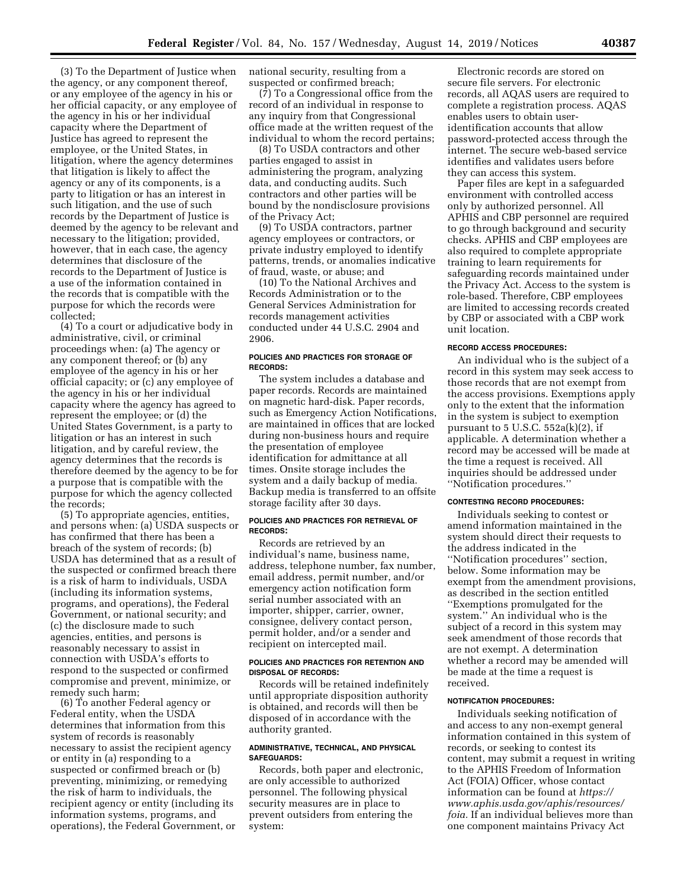(3) To the Department of Justice when the agency, or any component thereof, or any employee of the agency in his or her official capacity, or any employee of the agency in his or her individual capacity where the Department of Justice has agreed to represent the employee, or the United States, in litigation, where the agency determines that litigation is likely to affect the agency or any of its components, is a party to litigation or has an interest in such litigation, and the use of such records by the Department of Justice is deemed by the agency to be relevant and necessary to the litigation; provided, however, that in each case, the agency determines that disclosure of the records to the Department of Justice is a use of the information contained in the records that is compatible with the purpose for which the records were collected;

(4) To a court or adjudicative body in administrative, civil, or criminal proceedings when: (a) The agency or any component thereof; or (b) any employee of the agency in his or her official capacity; or (c) any employee of the agency in his or her individual capacity where the agency has agreed to represent the employee; or (d) the United States Government, is a party to litigation or has an interest in such litigation, and by careful review, the agency determines that the records is therefore deemed by the agency to be for a purpose that is compatible with the purpose for which the agency collected the records;

(5) To appropriate agencies, entities, and persons when: (a) USDA suspects or has confirmed that there has been a breach of the system of records; (b) USDA has determined that as a result of the suspected or confirmed breach there is a risk of harm to individuals, USDA (including its information systems, programs, and operations), the Federal Government, or national security; and (c) the disclosure made to such agencies, entities, and persons is reasonably necessary to assist in connection with USDA's efforts to respond to the suspected or confirmed compromise and prevent, minimize, or remedy such harm;

(6) To another Federal agency or Federal entity, when the USDA determines that information from this system of records is reasonably necessary to assist the recipient agency or entity in (a) responding to a suspected or confirmed breach or (b) preventing, minimizing, or remedying the risk of harm to individuals, the recipient agency or entity (including its information systems, programs, and operations), the Federal Government, or national security, resulting from a suspected or confirmed breach;

(7) To a Congressional office from the record of an individual in response to any inquiry from that Congressional office made at the written request of the individual to whom the record pertains;

(8) To USDA contractors and other parties engaged to assist in administering the program, analyzing data, and conducting audits. Such contractors and other parties will be bound by the nondisclosure provisions of the Privacy Act;

(9) To USDA contractors, partner agency employees or contractors, or private industry employed to identify patterns, trends, or anomalies indicative of fraud, waste, or abuse; and

(10) To the National Archives and Records Administration or to the General Services Administration for records management activities conducted under 44 U.S.C. 2904 and 2906.

**POLICIES AND PRACTICES FOR STORAGE OF RECORDS:**

The system includes a database and paper records. Records are maintained on magnetic hard-disk. Paper records, such as Emergency Action Notifications, are maintained in offices that are locked during non-business hours and require the presentation of employee identification for admittance at all times. Onsite storage includes the system and a daily backup of media. Backup media is transferred to an offsite storage facility after 30 days.

**POLICIES AND PRACTICES FOR RETRIEVAL OF RECORDS:**

Records are retrieved by an individual's name, business name, address, telephone number, fax number, email address, permit number, and/or emergency action notification form serial number associated with an importer, shipper, carrier, owner, consignee, delivery contact person, permit holder, and/or a sender and recipient on intercepted mail.

**POLICIES AND PRACTICES FOR RETENTION AND DISPOSAL OF RECORDS:**

Records will be retained indefinitely until appropriate disposition authority is obtained, and records will then be disposed of in accordance with the authority granted.

**ADMINISTRATIVE, TECHNICAL, AND PHYSICAL SAFEGUARDS:**

Records, both paper and electronic, are only accessible to authorized personnel. The following physical security measures are in place to prevent outsiders from entering the system:

Electronic records are stored on secure file servers. For electronic records, all AQAS users are required to complete a registration process. AQAS enables users to obtain user-identification accounts that allow password-protected access through the internet. The secure web-based service identifies and validates users before they can access this system.

Paper files are kept in a safeguarded environment with controlled access only by authorized personnel. All APHIS and CBP personnel are required to go through background and security checks. APHIS and CBP employees are also required to complete appropriate training to learn requirements for safeguarding records maintained under the Privacy Act. Access to the system is role-based. Therefore, CBP employees are limited to accessing records created by CBP or associated with a CBP work unit location.

**RECORD ACCESS PROCEDURES:**

An individual who is the subject of a record in this system may seek access to those records that are not exempt from the access provisions. Exemptions apply only to the extent that the information in the system is subject to exemption pursuant to 5 U.S.C. 552a(k)(2), if applicable. A determination whether a record may be accessed will be made at the time a request is received. All inquiries should be addressed under ''Notification procedures.''

**CONTESTING RECORD PROCEDURES:**

Individuals seeking to contest or amend information maintained in the system should direct their requests to the address indicated in the ''Notification procedures'' section, below. Some information may be exempt from the amendment provisions, as described in the section entitled ''Exemptions promulgated for the system.'' An individual who is the subject of a record in this system may seek amendment of those records that are not exempt. A determination whether a record may be amended will be made at the time a request is received.

**NOTIFICATION PROCEDURES:**

Individuals seeking notification of and access to any non-exempt general information contained in this system of records, or seeking to contest its content, may submit a request in writing to the APHIS Freedom of Information Act (FOIA) Officer, whose contact information can be found at *https://www.aphis.usda.gov/aphis/resources/foia.* If an individual believes more than one component maintains Privacy Act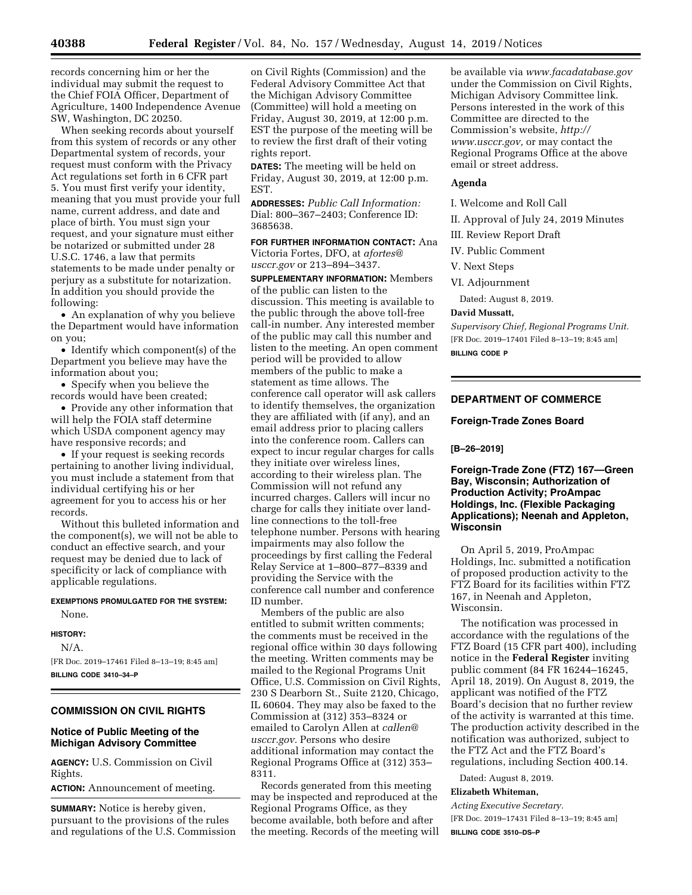records concerning him or her the individual may submit the request to the Chief FOIA Officer, Department of Agriculture, 1400 Independence Avenue SW, Washington, DC 20250.

When seeking records about yourself from this system of records or any other Departmental system of records, your request must conform with the Privacy Act regulations set forth in 6 CFR part 5. You must first verify your identity, meaning that you must provide your full name, current address, and date and place of birth. You must sign your request, and your signature must either be notarized or submitted under 28 U.S.C. 1746, a law that permits statements to be made under penalty or perjury as a substitute for notarization. In addition you should provide the following:

- An explanation of why you believe the Department would have information on you;
- Identify which component(s) of the Department you believe may have the information about you;
- Specify when you believe the records would have been created;
- Provide any other information that will help the FOIA staff determine which USDA component agency may have responsive records; and
- If your request is seeking records pertaining to another living individual, you must include a statement from that individual certifying his or her agreement for you to access his or her records.

Without this bulleted information and the component(s), we will not be able to conduct an effective search, and your request may be denied due to lack of specificity or lack of compliance with applicable regulations.

**EXEMPTIONS PROMULGATED FOR THE SYSTEM:**

None.

**HISTORY:**

N/A.

[FR Doc. 2019–17461 Filed 8–13–19; 8:45 am]

**BILLING CODE 3410–34–P**

## COMMISSION ON CIVIL RIGHTS

### Notice of Public Meeting of the Michigan Advisory Committee

**AGENCY:** U.S. Commission on Civil Rights.

**ACTION:** Announcement of meeting.

**SUMMARY:** Notice is hereby given, pursuant to the provisions of the rules and regulations of the U.S. Commission on Civil Rights (Commission) and the Federal Advisory Committee Act that the Michigan Advisory Committee (Committee) will hold a meeting on Friday, August 30, 2019, at 12:00 p.m. EST the purpose of the meeting will be to review the first draft of their voting rights report.

**DATES:** The meeting will be held on Friday, August 30, 2019, at 12:00 p.m. EST.

**ADDRESSES:** *Public Call Information:* Dial: 800–367–2403; Conference ID: 3685638.

**FOR FURTHER INFORMATION CONTACT:** Ana Victoria Fortes, DFO, at *afortes@usccr.gov* or 213–894–3437.

**SUPPLEMENTARY INFORMATION:** Members of the public can listen to the discussion. This meeting is available to the public through the above toll-free call-in number. Any interested member of the public may call this number and listen to the meeting. An open comment period will be provided to allow members of the public to make a statement as time allows. The conference call operator will ask callers to identify themselves, the organization they are affiliated with (if any), and an email address prior to placing callers into the conference room. Callers can expect to incur regular charges for calls they initiate over wireless lines, according to their wireless plan. The Commission will not refund any incurred charges. Callers will incur no charge for calls they initiate over land-line connections to the toll-free telephone number. Persons with hearing impairments may also follow the proceedings by first calling the Federal Relay Service at 1–800–877–8339 and providing the Service with the conference call number and conference ID number.

Members of the public are also entitled to submit written comments; the comments must be received in the regional office within 30 days following the meeting. Written comments may be mailed to the Regional Programs Unit Office, U.S. Commission on Civil Rights, 230 S Dearborn St., Suite 2120, Chicago, IL 60604. They may also be faxed to the Commission at (312) 353–8324 or emailed to Carolyn Allen at *callen@usccr.gov.* Persons who desire additional information may contact the Regional Programs Office at (312) 353–8311.

Records generated from this meeting may be inspected and reproduced at the Regional Programs Office, as they become available, both before and after the meeting. Records of the meeting will be available via *www.facadatabase.gov* under the Commission on Civil Rights, Michigan Advisory Committee link. Persons interested in the work of this Committee are directed to the Commission's website, *http://www.usccr.gov,* or may contact the Regional Programs Office at the above email or street address.

#### Agenda

I. Welcome and Roll Call

II. Approval of July 24, 2019 Minutes

III. Review Report Draft

IV. Public Comment

V. Next Steps

VI. Adjournment

Dated: August 8, 2019.

**David Mussatt,**

*Supervisory Chief, Regional Programs Unit.*

[FR Doc. 2019–17401 Filed 8–13–19; 8:45 am]

**BILLING CODE P**

## DEPARTMENT OF COMMERCE

### Foreign-Trade Zones Board

**[B–26–2019]**

### Foreign-Trade Zone (FTZ) 167—Green Bay, Wisconsin; Authorization of Production Activity; ProAmpac Holdings, Inc. (Flexible Packaging Applications); Neenah and Appleton, Wisconsin

On April 5, 2019, ProAmpac Holdings, Inc. submitted a notification of proposed production activity to the FTZ Board for its facilities within FTZ 167, in Neenah and Appleton, Wisconsin.

The notification was processed in accordance with the regulations of the FTZ Board (15 CFR part 400), including notice in the **Federal Register** inviting public comment (84 FR 16244–16245, April 18, 2019). On August 8, 2019, the applicant was notified of the FTZ Board's decision that no further review of the activity is warranted at this time. The production activity described in the notification was authorized, subject to the FTZ Act and the FTZ Board's regulations, including Section 400.14.

Dated: August 8, 2019.

**Elizabeth Whiteman,**

*Acting Executive Secretary.*

[FR Doc. 2019–17431 Filed 8–13–19; 8:45 am]

**BILLING CODE 3510–DS–P**